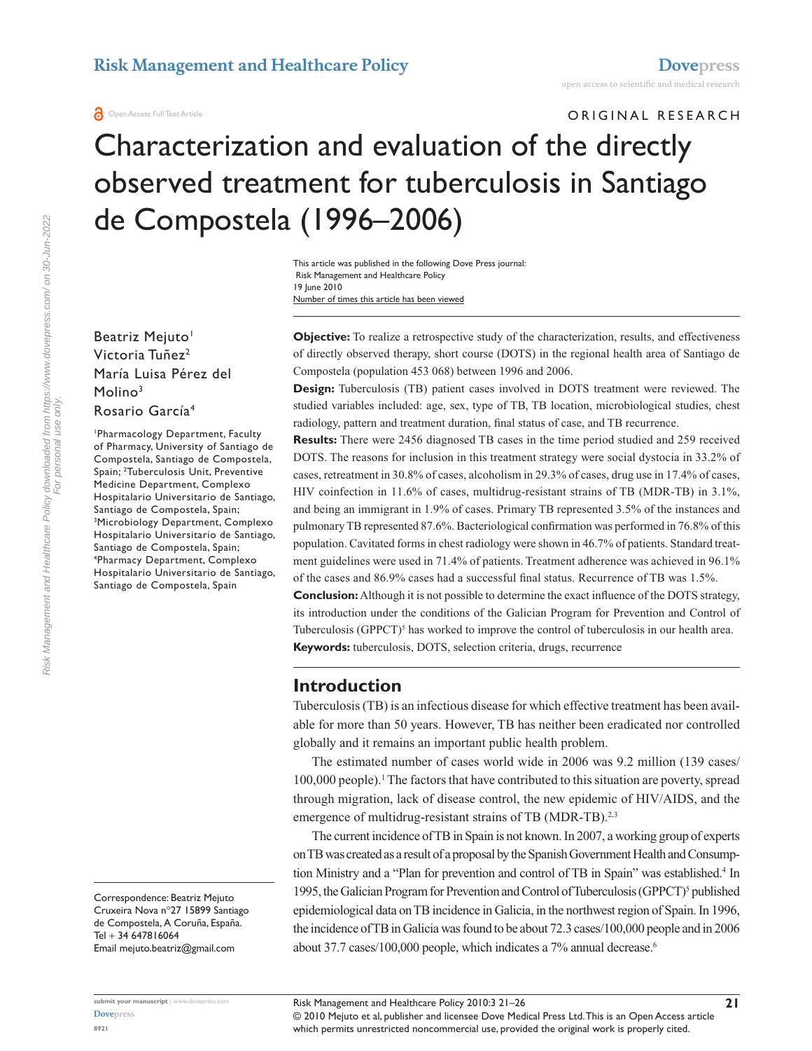ORIGINAL RESEARCH

# Characterization and evaluation of the directly observed treatment for tuberculosis in Santiago de Compostela (1996–2006)

This article was published in the following Dove Press journal:
Risk Management and Healthcare Policy
19 June 2010
Number of times this article has been viewed

Beatriz Mejuto[1]
Victoria Tuñez[2]
María Luisa Pérez del Molino[3]
Rosario García[4]

[1]Pharmacology Department, Faculty of Pharmacy, University of Santiago de Compostela, Santiago de Compostela, Spain; [2]Tuberculosis Unit, Preventive Medicine Department, Complexo Hospitalario Universitario de Santiago, Santiago de Compostela, Spain; [3]Microbiology Department, Complexo Hospitalario Universitario de Santiago, Santiago de Compostela, Spain; [4]Pharmacy Department, Complexo Hospitalario Universitario de Santiago, Santiago de Compostela, Spain

Correspondence: Beatriz Mejuto
Cruxeira Nova n°27 15899 Santiago de Compostela, A Coruña, España.
Tel + 34 647816064
Email mejuto.beatriz@gmail.com

**Objective:** To realize a retrospective study of the characterization, results, and effectiveness of directly observed therapy, short course (DOTS) in the regional health area of Santiago de Compostela (population 453 068) between 1996 and 2006.

**Design:** Tuberculosis (TB) patient cases involved in DOTS treatment were reviewed. The studied variables included: age, sex, type of TB, TB location, microbiological studies, chest radiology, pattern and treatment duration, final status of case, and TB recurrence.

**Results:** There were 2456 diagnosed TB cases in the time period studied and 259 received DOTS. The reasons for inclusion in this treatment strategy were social dystocia in 33.2% of cases, retreatment in 30.8% of cases, alcoholism in 29.3% of cases, drug use in 17.4% of cases, HIV coinfection in 11.6% of cases, multidrug-resistant strains of TB (MDR-TB) in 3.1%, and being an immigrant in 1.9% of cases. Primary TB represented 3.5% of the instances and pulmonary TB represented 87.6%. Bacteriological confirmation was performed in 76.8% of this population. Cavitated forms in chest radiology were shown in 46.7% of patients. Standard treatment guidelines were used in 71.4% of patients. Treatment adherence was achieved in 96.1% of the cases and 86.9% cases had a successful final status. Recurrence of TB was 1.5%.

**Conclusion:** Although it is not possible to determine the exact influence of the DOTS strategy, its introduction under the conditions of the Galician Program for Prevention and Control of Tuberculosis (GPPCT)[5] has worked to improve the control of tuberculosis in our health area.

**Keywords:** tuberculosis, DOTS, selection criteria, drugs, recurrence

## Introduction

Tuberculosis (TB) is an infectious disease for which effective treatment has been available for more than 50 years. However, TB has neither been eradicated nor controlled globally and it remains an important public health problem.

The estimated number of cases world wide in 2006 was 9.2 million (139 cases/100,000 people).[1] The factors that have contributed to this situation are poverty, spread through migration, lack of disease control, the new epidemic of HIV/AIDS, and the emergence of multidrug-resistant strains of TB (MDR-TB).[2,3]

The current incidence of TB in Spain is not known. In 2007, a working group of experts on TB was created as a result of a proposal by the Spanish Government Health and Consumption Ministry and a "Plan for prevention and control of TB in Spain" was established.[4] In 1995, the Galician Program for Prevention and Control of Tuberculosis (GPPCT)[5] published epidemiological data on TB incidence in Galicia, in the northwest region of Spain. In 1996, the incidence of TB in Galicia was found to be about 72.3 cases/100,000 people and in 2006 about 37.7 cases/100,000 people, which indicates a 7% annual decrease.[6]

© 2010 Mejuto et al, publisher and licensee Dove Medical Press Ltd. This is an Open Access article which permits unrestricted noncommercial use, provided the original work is properly cited.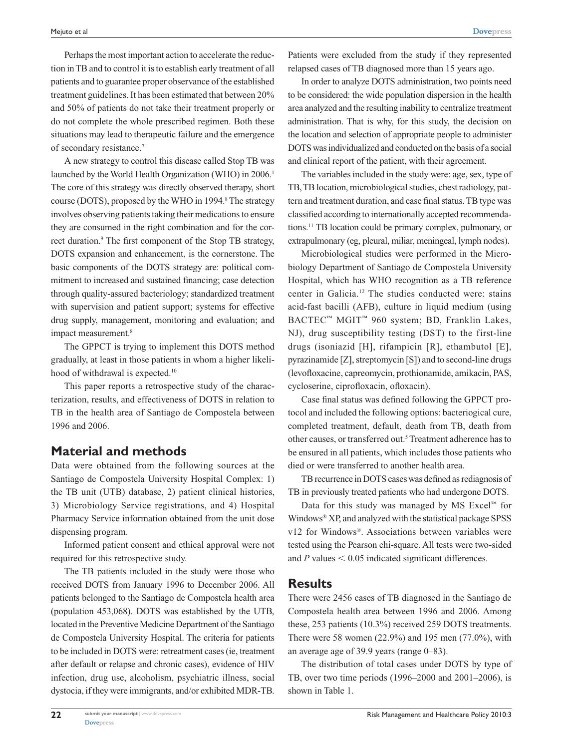Perhaps the most important action to accelerate the reduction in TB and to control it is to establish early treatment of all patients and to guarantee proper observance of the established treatment guidelines. It has been estimated that between 20% and 50% of patients do not take their treatment properly or do not complete the whole prescribed regimen. Both these situations may lead to therapeutic failure and the emergence of secondary resistance.[7]

A new strategy to control this disease called Stop TB was launched by the World Health Organization (WHO) in 2006.[1] The core of this strategy was directly observed therapy, short course (DOTS), proposed by the WHO in 1994.[8] The strategy involves observing patients taking their medications to ensure they are consumed in the right combination and for the correct duration.[9] The first component of the Stop TB strategy, DOTS expansion and enhancement, is the cornerstone. The basic components of the DOTS strategy are: political commitment to increased and sustained financing; case detection through quality-assured bacteriology; standardized treatment with supervision and patient support; systems for effective drug supply, management, monitoring and evaluation; and impact measurement.[8]

The GPPCT is trying to implement this DOTS method gradually, at least in those patients in whom a higher likelihood of withdrawal is expected.[10]

This paper reports a retrospective study of the characterization, results, and effectiveness of DOTS in relation to TB in the health area of Santiago de Compostela between 1996 and 2006.

## Material and methods

Data were obtained from the following sources at the Santiago de Compostela University Hospital Complex: 1) the TB unit (UTB) database, 2) patient clinical histories, 3) Microbiology Service registrations, and 4) Hospital Pharmacy Service information obtained from the unit dose dispensing program.

Informed patient consent and ethical approval were not required for this retrospective study.

The TB patients included in the study were those who received DOTS from January 1996 to December 2006. All patients belonged to the Santiago de Compostela health area (population 453,068). DOTS was established by the UTB, located in the Preventive Medicine Department of the Santiago de Compostela University Hospital. The criteria for patients to be included in DOTS were: retreatment cases (ie, treatment after default or relapse and chronic cases), evidence of HIV infection, drug use, alcoholism, psychiatric illness, social dystocia, if they were immigrants, and/or exhibited MDR-TB. Patients were excluded from the study if they represented relapsed cases of TB diagnosed more than 15 years ago.

In order to analyze DOTS administration, two points need to be considered: the wide population dispersion in the health area analyzed and the resulting inability to centralize treatment administration. That is why, for this study, the decision on the location and selection of appropriate people to administer DOTS was individualized and conducted on the basis of a social and clinical report of the patient, with their agreement.

The variables included in the study were: age, sex, type of TB, TB location, microbiological studies, chest radiology, pattern and treatment duration, and case final status. TB type was classified according to internationally accepted recommendations.[11] TB location could be primary complex, pulmonary, or extrapulmonary (eg, pleural, miliar, meningeal, lymph nodes).

Microbiological studies were performed in the Microbiology Department of Santiago de Compostela University Hospital, which has WHO recognition as a TB reference center in Galicia.[12] The studies conducted were: stains acid-fast bacilli (AFB), culture in liquid medium (using BACTEC™ MGIT™ 960 system; BD, Franklin Lakes, NJ), drug susceptibility testing (DST) to the first-line drugs (isoniazid [H], rifampicin [R], ethambutol [E], pyrazinamide [Z], streptomycin [S]) and to second-line drugs (levofloxacine, capreomycin, prothionamide, amikacin, PAS, cycloserine, ciprofloxacin, ofloxacin).

Case final status was defined following the GPPCT protocol and included the following options: bacteriogical cure, completed treatment, default, death from TB, death from other causes, or transferred out.[5] Treatment adherence has to be ensured in all patients, which includes those patients who died or were transferred to another health area.

TB recurrence in DOTS cases was defined as rediagnosis of TB in previously treated patients who had undergone DOTS.

Data for this study was managed by MS Excel™ for Windows® XP, and analyzed with the statistical package SPSS v12 for Windows®. Associations between variables were tested using the Pearson chi-square. All tests were two-sided and $P$ values $< 0.05$ indicated significant differences.

## Results

There were 2456 cases of TB diagnosed in the Santiago de Compostela health area between 1996 and 2006. Among these, 253 patients (10.3%) received 259 DOTS treatments. There were 58 women (22.9%) and 195 men (77.0%), with an average age of 39.9 years (range 0–83).

The distribution of total cases under DOTS by type of TB, over two time periods (1996–2000 and 2001–2006), is shown in Table 1.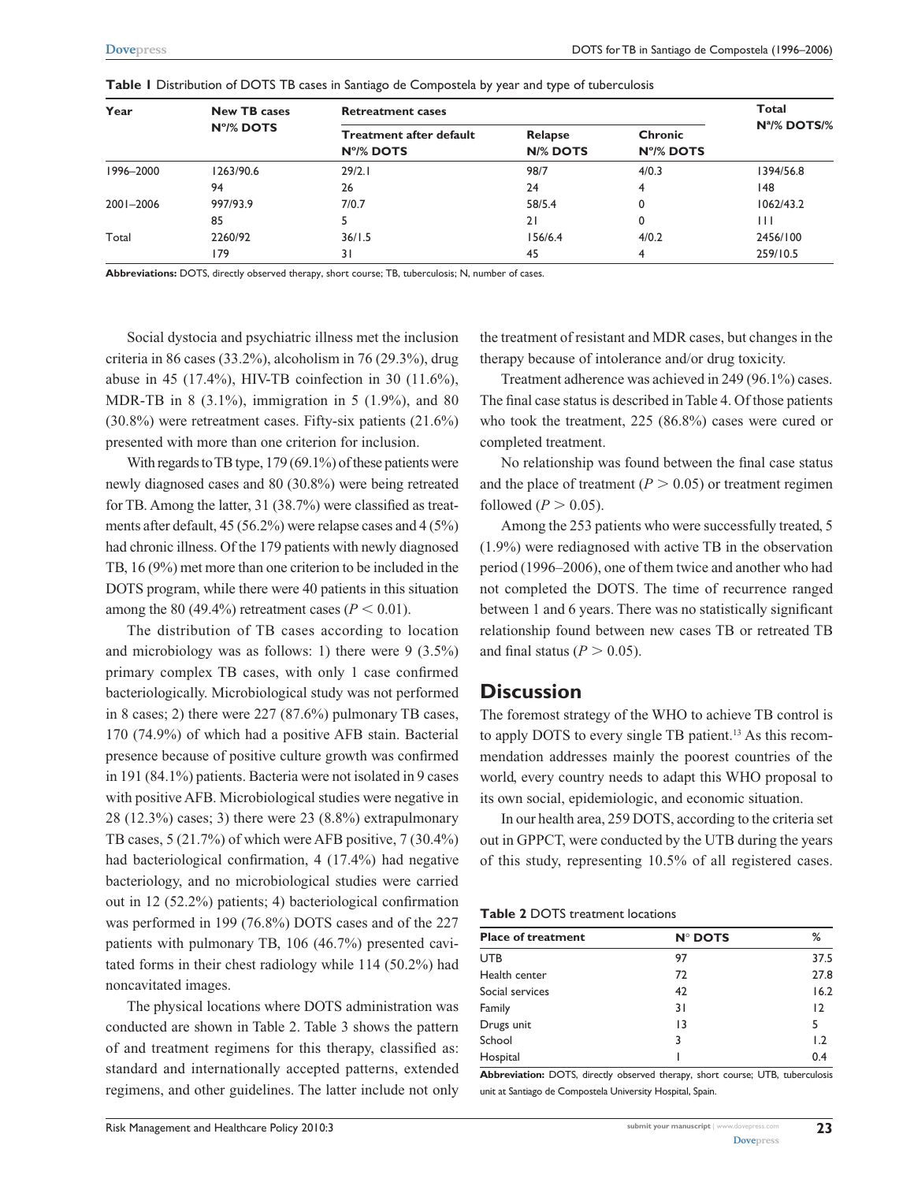**Table 1** Distribution of DOTS TB cases in Santiago de Compostela by year and type of tuberculosis

| Year | New TB cases N°/% DOTS | Retreatment cases | | | Total N°/% DOTS/% |
|---|---|---|---|---|---|
| | | Treatment after default N°/% DOTS | Relapse N/% DOTS | Chronic N°/% DOTS | |
| 1996–2000 | 1263/90.6 | 29/2.1 | 98/7 | 4/0.3 | 1394/56.8 |
| | 94 | 26 | 24 | 4 | 148 |
| 2001–2006 | 997/93.9 | 7/0.7 | 58/5.4 | 0 | 1062/43.2 |
| | 85 | 5 | 21 | 0 | 111 |
| Total | 2260/92 | 36/1.5 | 156/6.4 | 4/0.2 | 2456/100 |
| | 179 | 31 | 45 | 4 | 259/10.5 |

**Abbreviations:** DOTS, directly observed therapy, short course; TB, tuberculosis; N, number of cases.

Social dystocia and psychiatric illness met the inclusion criteria in 86 cases (33.2%), alcoholism in 76 (29.3%), drug abuse in 45 (17.4%), HIV-TB coinfection in 30 (11.6%), MDR-TB in 8 (3.1%), immigration in 5 (1.9%), and 80 (30.8%) were retreatment cases. Fifty-six patients (21.6%) presented with more than one criterion for inclusion.

With regards to TB type, 179 (69.1%) of these patients were newly diagnosed cases and 80 (30.8%) were being retreated for TB. Among the latter, 31 (38.7%) were classified as treatments after default, 45 (56.2%) were relapse cases and 4 (5%) had chronic illness. Of the 179 patients with newly diagnosed TB, 16 (9%) met more than one criterion to be included in the DOTS program, while there were 40 patients in this situation among the 80 (49.4%) retreatment cases ($P < 0.01$).

The distribution of TB cases according to location and microbiology was as follows: 1) there were 9 (3.5%) primary complex TB cases, with only 1 case confirmed bacteriologically. Microbiological study was not performed in 8 cases; 2) there were 227 (87.6%) pulmonary TB cases, 170 (74.9%) of which had a positive AFB stain. Bacterial presence because of positive culture growth was confirmed in 191 (84.1%) patients. Bacteria were not isolated in 9 cases with positive AFB. Microbiological studies were negative in 28 (12.3%) cases; 3) there were 23 (8.8%) extrapulmonary TB cases, 5 (21.7%) of which were AFB positive, 7 (30.4%) had bacteriological confirmation, 4 (17.4%) had negative bacteriology, and no microbiological studies were carried out in 12 (52.2%) patients; 4) bacteriological confirmation was performed in 199 (76.8%) DOTS cases and of the 227 patients with pulmonary TB, 106 (46.7%) presented cavitated forms in their chest radiology while 114 (50.2%) had noncavitated images.

The physical locations where DOTS administration was conducted are shown in Table 2. Table 3 shows the pattern of and treatment regimens for this therapy, classified as: standard and internationally accepted patterns, extended regimens, and other guidelines. The latter include not only the treatment of resistant and MDR cases, but changes in the therapy because of intolerance and/or drug toxicity.

Treatment adherence was achieved in 249 (96.1%) cases. The final case status is described in Table 4. Of those patients who took the treatment, 225 (86.8%) cases were cured or completed treatment.

No relationship was found between the final case status and the place of treatment ($P > 0.05$) or treatment regimen followed ($P > 0.05$).

Among the 253 patients who were successfully treated, 5 (1.9%) were rediagnosed with active TB in the observation period (1996–2006), one of them twice and another who had not completed the DOTS. The time of recurrence ranged between 1 and 6 years. There was no statistically significant relationship found between new cases TB or retreated TB and final status ($P > 0.05$).

## Discussion

The foremost strategy of the WHO to achieve TB control is to apply DOTS to every single TB patient.[13] As this recommendation addresses mainly the poorest countries of the world, every country needs to adapt this WHO proposal to its own social, epidemiologic, and economic situation.

In our health area, 259 DOTS, according to the criteria set out in GPPCT, were conducted by the UTB during the years of this study, representing 10.5% of all registered cases.

**Table 2** DOTS treatment locations

| Place of treatment | N° DOTS | % |
|---|---|---|
| UTB | 97 | 37.5 |
| Health center | 72 | 27.8 |
| Social services | 42 | 16.2 |
| Family | 31 | 12 |
| Drugs unit | 13 | 5 |
| School | 3 | 1.2 |
| Hospital | 1 | 0.4 |

**Abbreviation:** DOTS, directly observed therapy, short course; UTB, tuberculosis unit at Santiago de Compostela University Hospital, Spain.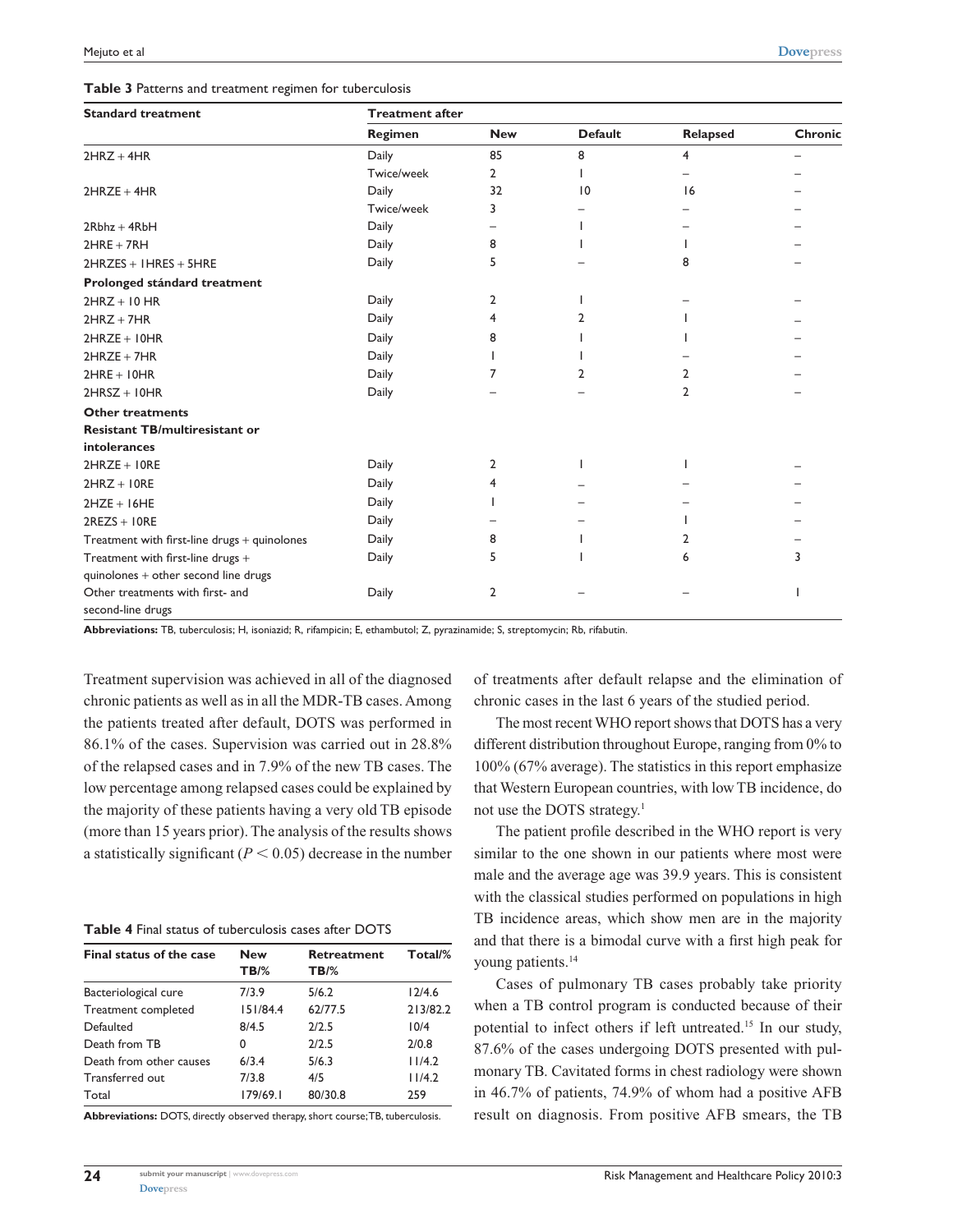**Table 3** Patterns and treatment regimen for tuberculosis

| Standard treatment | Treatment after | | | | |
|---|---|---|---|---|---|
| | Regimen | New | Default | Relapsed | Chronic |
| 2HRZ + 4HR | Daily | 85 | 8 | 4 | – |
| | Twice/week | 2 | 1 | – | – |
| 2HRZE + 4HR | Daily | 32 | 10 | 16 | – |
| | Twice/week | 3 | – | – | – |
| 2Rbhz + 4RbH | Daily | – | 1 | – | – |
| 2HRE + 7RH | Daily | 8 | 1 | 1 | – |
| 2HRZES + 1HRES + 5HRE | Daily | 5 | – | 8 | – |
| **Prolonged stándard treatment** | | | | | |
| 2HRZ + 10 HR | Daily | 2 | 1 | – | – |
| 2HRZ + 7HR | Daily | 4 | 2 | 1 | – |
| 2HRZE + 10HR | Daily | 8 | 1 | 1 | – |
| 2HRZE + 7HR | Daily | 1 | 1 | – | – |
| 2HRE + 10HR | Daily | 7 | 2 | 2 | – |
| 2HRSZ + 10HR | Daily | – | – | 2 | – |
| **Other treatments** | | | | | |
| **Resistant TB/multiresistant or intolerances** | | | | | |
| 2HRZE + 10RE | Daily | 2 | 1 | 1 | – |
| 2HRZ + 10RE | Daily | 4 | – | – | – |
| 2HZE + 16HE | Daily | 1 | – | – | – |
| 2REZS + 10RE | Daily | – | – | 1 | – |
| Treatment with first-line drugs + quinolones | Daily | 8 | 1 | 2 | – |
| Treatment with first-line drugs + quinolones + other second line drugs | Daily | 5 | 1 | 6 | 3 |
| Other treatments with first- and second-line drugs | Daily | 2 | – | – | 1 |

**Abbreviations:** TB, tuberculosis; H, isoniazid; R, rifampicin; E, ethambutol; Z, pyrazinamide; S, streptomycin; Rb, rifabutin.

Treatment supervision was achieved in all of the diagnosed chronic patients as well as in all the MDR-TB cases. Among the patients treated after default, DOTS was performed in 86.1% of the cases. Supervision was carried out in 28.8% of the relapsed cases and in 7.9% of the new TB cases. The low percentage among relapsed cases could be explained by the majority of these patients having a very old TB episode (more than 15 years prior). The analysis of the results shows a statistically significant ($P < 0.05$) decrease in the number of treatments after default relapse and the elimination of chronic cases in the last 6 years of the studied period.

**Table 4** Final status of tuberculosis cases after DOTS

| Final status of the case | New TB/% | Retreatment TB/% | Total/% |
|---|---|---|---|
| Bacteriological cure | 7/3.9 | 5/6.2 | 12/4.6 |
| Treatment completed | 151/84.4 | 62/77.5 | 213/82.2 |
| Defaulted | 8/4.5 | 2/2.5 | 10/4 |
| Death from TB | 0 | 2/2.5 | 2/0.8 |
| Death from other causes | 6/3.4 | 5/6.3 | 11/4.2 |
| Transferred out | 7/3.8 | 4/5 | 11/4.2 |
| Total | 179/69.1 | 80/30.8 | 259 |

**Abbreviations:** DOTS, directly observed therapy, short course; TB, tuberculosis.

The most recent WHO report shows that DOTS has a very different distribution throughout Europe, ranging from 0% to 100% (67% average). The statistics in this report emphasize that Western European countries, with low TB incidence, do not use the DOTS strategy.[1]

The patient profile described in the WHO report is very similar to the one shown in our patients where most were male and the average age was 39.9 years. This is consistent with the classical studies performed on populations in high TB incidence areas, which show men are in the majority and that there is a bimodal curve with a first high peak for young patients.[14]

Cases of pulmonary TB cases probably take priority when a TB control program is conducted because of their potential to infect others if left untreated.[15] In our study, 87.6% of the cases undergoing DOTS presented with pulmonary TB. Cavitated forms in chest radiology were shown in 46.7% of patients, 74.9% of whom had a positive AFB result on diagnosis. From positive AFB smears, the TB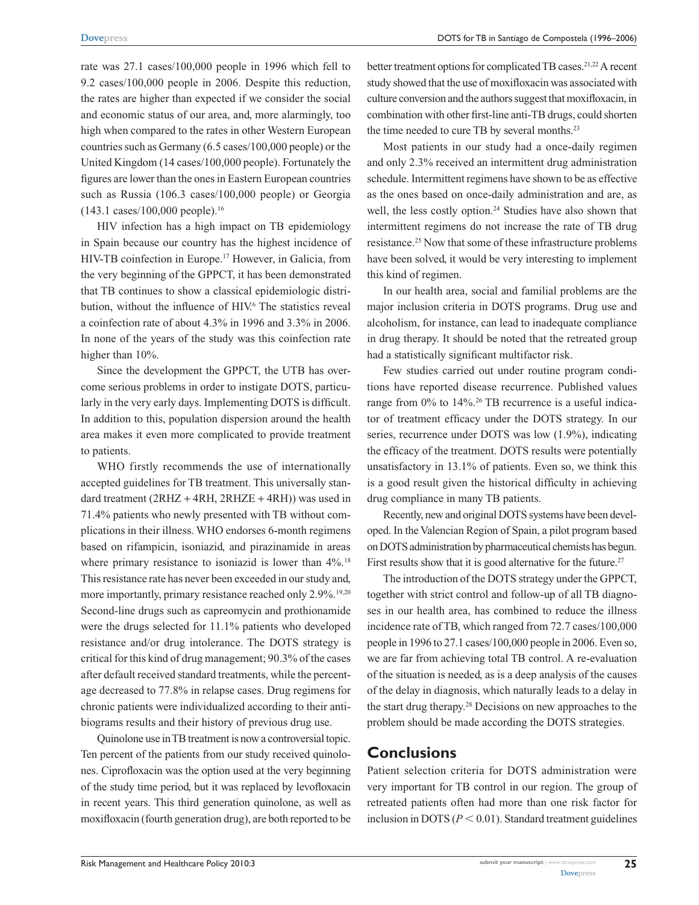rate was 27.1 cases/100,000 people in 1996 which fell to 9.2 cases/100,000 people in 2006. Despite this reduction, the rates are higher than expected if we consider the social and economic status of our area, and, more alarmingly, too high when compared to the rates in other Western European countries such as Germany (6.5 cases/100,000 people) or the United Kingdom (14 cases/100,000 people). Fortunately the figures are lower than the ones in Eastern European countries such as Russia (106.3 cases/100,000 people) or Georgia (143.1 cases/100,000 people).[16]

HIV infection has a high impact on TB epidemiology in Spain because our country has the highest incidence of HIV-TB coinfection in Europe.[17] However, in Galicia, from the very beginning of the GPPCT, it has been demonstrated that TB continues to show a classical epidemiologic distribution, without the influence of HIV.[6] The statistics reveal a coinfection rate of about 4.3% in 1996 and 3.3% in 2006. In none of the years of the study was this coinfection rate higher than 10%.

Since the development the GPPCT, the UTB has overcome serious problems in order to instigate DOTS, particularly in the very early days. Implementing DOTS is difficult. In addition to this, population dispersion around the health area makes it even more complicated to provide treatment to patients.

WHO firstly recommends the use of internationally accepted guidelines for TB treatment. This universally standard treatment (2RHZ + 4RH, 2RHZE + 4RH)) was used in 71.4% patients who newly presented with TB without complications in their illness. WHO endorses 6-month regimens based on rifampicin, isoniazid, and pirazinamide in areas where primary resistance to isoniazid is lower than 4%.[18] This resistance rate has never been exceeded in our study and, more importantly, primary resistance reached only 2.9%.[19,20] Second-line drugs such as capreomycin and prothionamide were the drugs selected for 11.1% patients who developed resistance and/or drug intolerance. The DOTS strategy is critical for this kind of drug management; 90.3% of the cases after default received standard treatments, while the percentage decreased to 77.8% in relapse cases. Drug regimens for chronic patients were individualized according to their antibiograms results and their history of previous drug use.

Quinolone use in TB treatment is now a controversial topic. Ten percent of the patients from our study received quinolones. Ciprofloxacin was the option used at the very beginning of the study time period, but it was replaced by levofloxacin in recent years. This third generation quinolone, as well as moxifloxacin (fourth generation drug), are both reported to be better treatment options for complicated TB cases.[21,22] A recent study showed that the use of moxifloxacin was associated with culture conversion and the authors suggest that moxifloxacin, in combination with other first-line anti-TB drugs, could shorten the time needed to cure TB by several months.[23]

Most patients in our study had a once-daily regimen and only 2.3% received an intermittent drug administration schedule. Intermittent regimens have shown to be as effective as the ones based on once-daily administration and are, as well, the less costly option.[24] Studies have also shown that intermittent regimens do not increase the rate of TB drug resistance.[25] Now that some of these infrastructure problems have been solved, it would be very interesting to implement this kind of regimen.

In our health area, social and familial problems are the major inclusion criteria in DOTS programs. Drug use and alcoholism, for instance, can lead to inadequate compliance in drug therapy. It should be noted that the retreated group had a statistically significant multifactor risk.

Few studies carried out under routine program conditions have reported disease recurrence. Published values range from 0% to 14%.[26] TB recurrence is a useful indicator of treatment efficacy under the DOTS strategy. In our series, recurrence under DOTS was low (1.9%), indicating the efficacy of the treatment. DOTS results were potentially unsatisfactory in 13.1% of patients. Even so, we think this is a good result given the historical difficulty in achieving drug compliance in many TB patients.

Recently, new and original DOTS systems have been developed. In the Valencian Region of Spain, a pilot program based on DOTS administration by pharmaceutical chemists has begun. First results show that it is good alternative for the future.[27]

The introduction of the DOTS strategy under the GPPCT, together with strict control and follow-up of all TB diagnoses in our health area, has combined to reduce the illness incidence rate of TB, which ranged from 72.7 cases/100,000 people in 1996 to 27.1 cases/100,000 people in 2006. Even so, we are far from achieving total TB control. A re-evaluation of the situation is needed, as is a deep analysis of the causes of the delay in diagnosis, which naturally leads to a delay in the start drug therapy.[28] Decisions on new approaches to the problem should be made according the DOTS strategies.

## Conclusions

Patient selection criteria for DOTS administration were very important for TB control in our region. The group of retreated patients often had more than one risk factor for inclusion in DOTS ($P < 0.01$). Standard treatment guidelines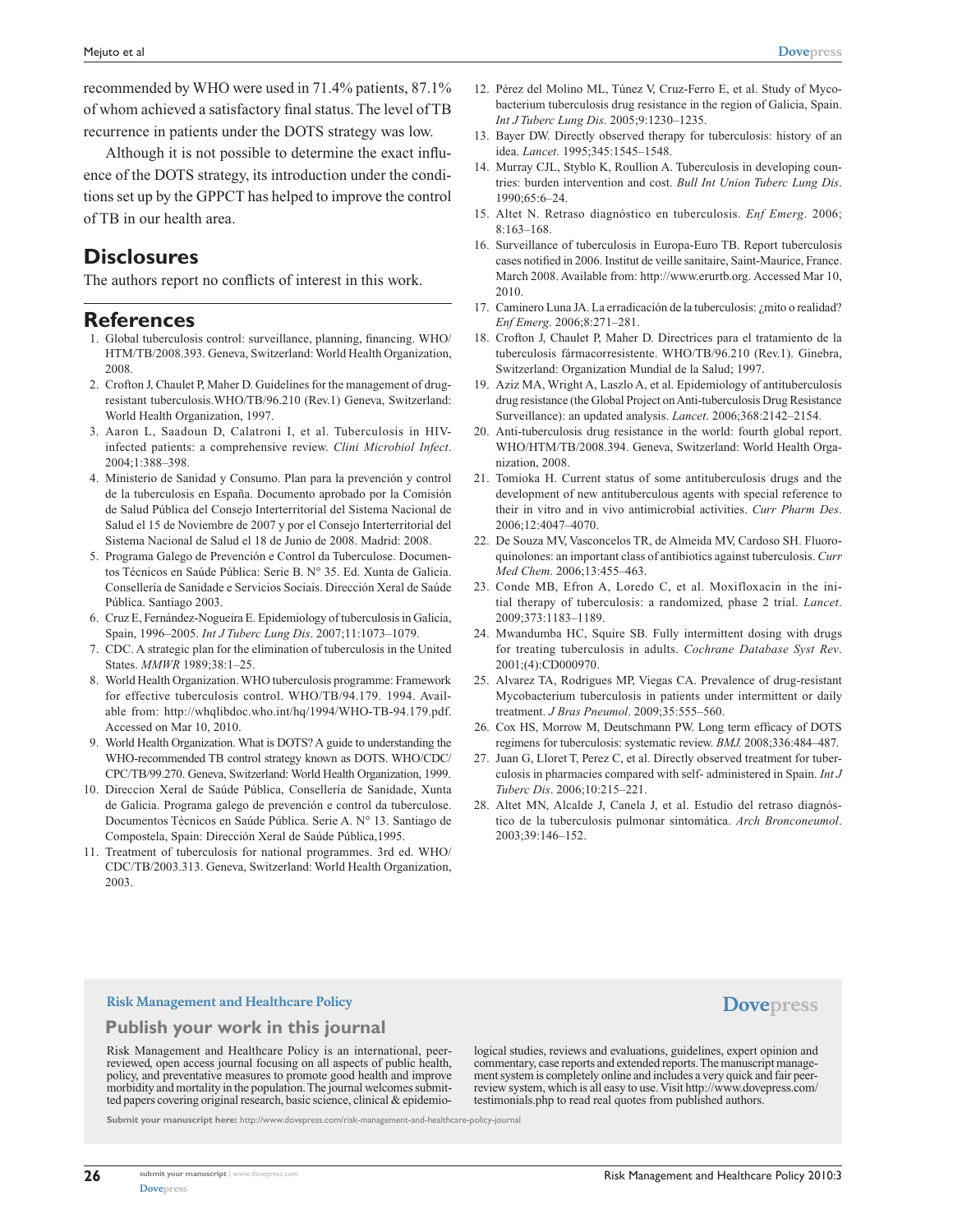recommended by WHO were used in 71.4% patients, 87.1% of whom achieved a satisfactory final status. The level of TB recurrence in patients under the DOTS strategy was low.

Although it is not possible to determine the exact influence of the DOTS strategy, its introduction under the conditions set up by the GPPCT has helped to improve the control of TB in our health area.

## Disclosures

The authors report no conflicts of interest in this work.

## References

1. Global tuberculosis control: surveillance, planning, financing. WHO/HTM/TB/2008.393. Geneva, Switzerland: World Health Organization, 2008.
2. Crofton J, Chaulet P, Maher D. Guidelines for the management of drug-resistant tuberculosis.WHO/TB/96.210 (Rev.1) Geneva, Switzerland: World Health Organization, 1997.
3. Aaron L, Saadoun D, Calatroni I, et al. Tuberculosis in HIV-infected patients: a comprehensive review. *Clini Microbiol Infect*. 2004;1:388–398.
4. Ministerio de Sanidad y Consumo. Plan para la prevención y control de la tuberculosis en España. Documento aprobado por la Comisión de Salud Pública del Consejo Interterritorial del Sistema Nacional de Salud el 15 de Noviembre de 2007 y por el Consejo Interterritorial del Sistema Nacional de Salud el 18 de Junio de 2008. Madrid: 2008.
5. Programa Galego de Prevención e Control da Tuberculose. Documentos Técnicos en Saúde Pública: Serie B. N° 35. Ed. Xunta de Galicia. Consellería de Sanidade e Servicios Sociais. Dirección Xeral de Saúde Pública. Santiago 2003.
6. Cruz E, Fernández-Nogueira E. Epidemiology of tuberculosis in Galicia, Spain, 1996–2005. *Int J Tuberc Lung Dis*. 2007;11:1073–1079.
7. CDC. A strategic plan for the elimination of tuberculosis in the United States. *MMWR* 1989;38:1–25.
8. World Health Organization. WHO tuberculosis programme: Framework for effective tuberculosis control. WHO/TB/94.179. 1994. Available from: http://whqlibdoc.who.int/hq/1994/WHO-TB-94.179.pdf. Accessed on Mar 10, 2010.
9. World Health Organization. What is DOTS? A guide to understanding the WHO-recommended TB control strategy known as DOTS. WHO/CDC/CPC/TB/99.270. Geneva, Switzerland: World Health Organization, 1999.
10. Direccion Xeral de Saúde Pública, Consellería de Sanidade, Xunta de Galicia. Programa galego de prevención e control da tuberculose. Documentos Técnicos en Saúde Pública. Serie A. N° 13. Santiago de Compostela, Spain: Dirección Xeral de Saúde Pública,1995.
11. Treatment of tuberculosis for national programmes. 3rd ed. WHO/CDC/TB/2003.313. Geneva, Switzerland: World Health Organization, 2003.
12. Pérez del Molino ML, Túnez V, Cruz-Ferro E, et al. Study of Mycobacterium tuberculosis drug resistance in the region of Galicia, Spain. *Int J Tuberc Lung Dis*. 2005;9:1230–1235.
13. Bayer DW. Directly observed therapy for tuberculosis: history of an idea. *Lancet*. 1995;345:1545–1548.
14. Murray CJL, Styblo K, Roullion A. Tuberculosis in developing countries: burden intervention and cost. *Bull Int Union Tuberc Lung Dis*. 1990;65:6–24.
15. Altet N. Retraso diagnóstico en tuberculosis. *Enf Emerg*. 2006; 8:163–168.
16. Surveillance of tuberculosis in Europa-Euro TB. Report tuberculosis cases notified in 2006. Institut de veille sanitaire, Saint-Maurice, France. March 2008. Available from: http://www.erurtb.org. Accessed Mar 10, 2010.
17. Caminero Luna JA. La erradicación de la tuberculosis: ¿mito o realidad? *Enf Emerg*. 2006;8:271–281.
18. Crofton J, Chaulet P, Maher D. Directrices para el tratamiento de la tuberculosis fármacorresistente. WHO/TB/96.210 (Rev.1). Ginebra, Switzerland: Organization Mundial de la Salud; 1997.
19. Aziz MA, Wright A, Laszlo A, et al. Epidemiology of antituberculosis drug resistance (the Global Project on Anti-tuberculosis Drug Resistance Surveillance): an updated analysis. *Lancet*. 2006;368:2142–2154.
20. Anti-tuberculosis drug resistance in the world: fourth global report. WHO/HTM/TB/2008.394. Geneva, Switzerland: World Health Organization, 2008.
21. Tomioka H. Current status of some antituberculosis drugs and the development of new antituberculous agents with special reference to their in vitro and in vivo antimicrobial activities. *Curr Pharm Des*. 2006;12:4047–4070.
22. De Souza MV, Vasconcelos TR, de Almeida MV, Cardoso SH. Fluoroquinolones: an important class of antibiotics against tuberculosis. *Curr Med Chem*. 2006;13:455–463.
23. Conde MB, Efron A, Loredo C, et al. Moxifloxacin in the initial therapy of tuberculosis: a randomized, phase 2 trial. *Lancet*. 2009;373:1183–1189.
24. Mwandumba HC, Squire SB. Fully intermittent dosing with drugs for treating tuberculosis in adults. *Cochrane Database Syst Rev*. 2001;(4):CD000970.
25. Alvarez TA, Rodrigues MP, Viegas CA. Prevalence of drug-resistant Mycobacterium tuberculosis in patients under intermittent or daily treatment. *J Bras Pneumol*. 2009;35:555–560.
26. Cox HS, Morrow M, Deutschmann PW. Long term efficacy of DOTS regimens for tuberculosis: systematic review. *BMJ.* 2008;336:484–487.
27. Juan G, Lloret T, Perez C, et al. Directly observed treatment for tuberculosis in pharmacies compared with self- administered in Spain. *Int J Tuberc Dis*. 2006;10:215–221.
28. Altet MN, Alcalde J, Canela J, et al. Estudio del retraso diagnóstico de la tuberculosis pulmonar sintomática. *Arch Bronconeumol*. 2003;39:146–152.

**Risk Management and Healthcare Policy**

## Publish your work in this journal

Risk Management and Healthcare Policy is an international, peer-reviewed, open access journal focusing on all aspects of public health, policy, and preventative measures to promote good health and improve morbidity and mortality in the population. The journal welcomes submitted papers covering original research, basic science, clinical & epidemiological studies, reviews and evaluations, guidelines, expert opinion and commentary, case reports and extended reports. The manuscript management system is completely online and includes a very quick and fair peer-review system, which is all easy to use. Visit http://www.dovepress.com/testimonials.php to read real quotes from published authors.

**Submit your manuscript here:** http://www.dovepress.com/risk-management-and-healthcare-policy-journal